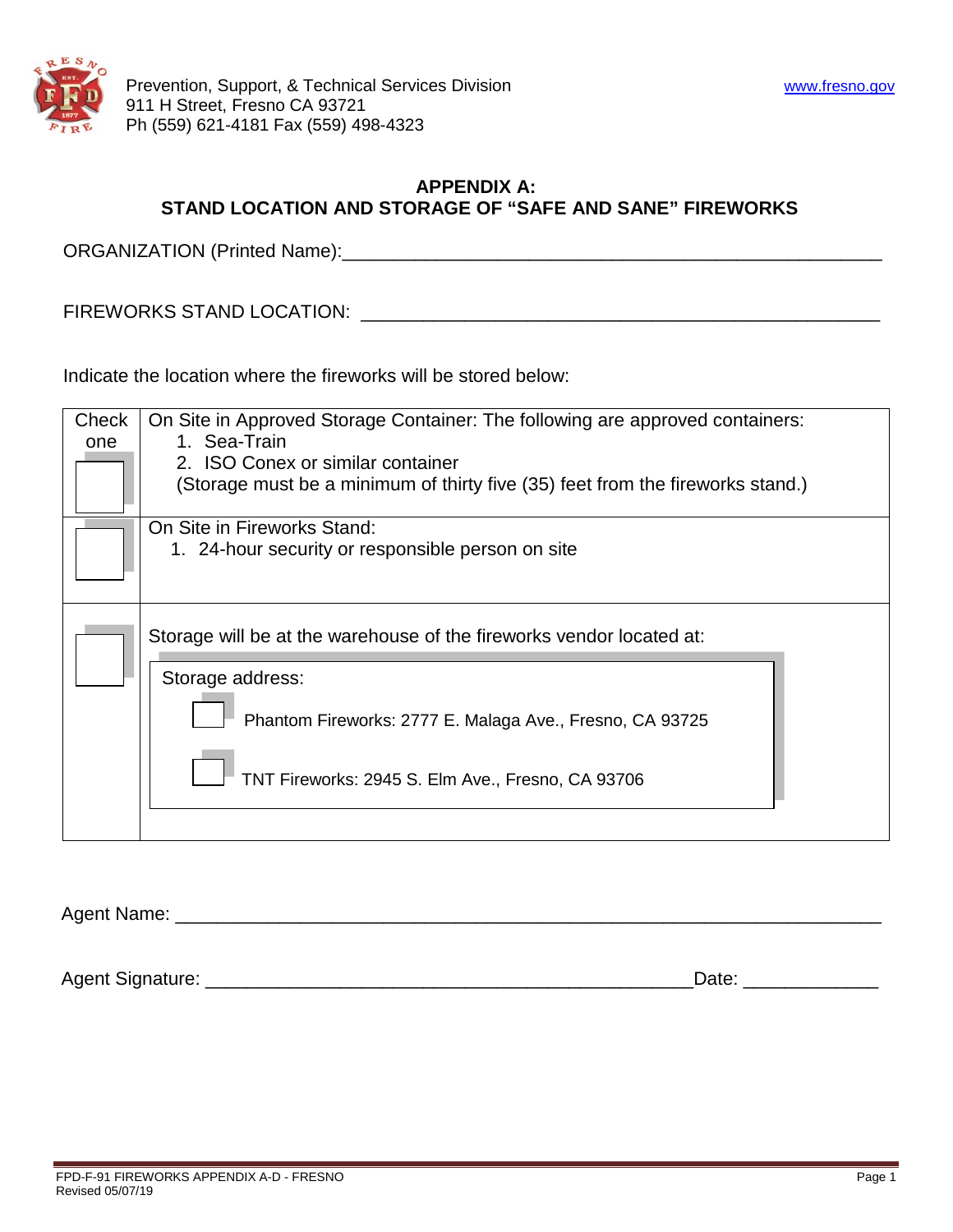Prevention, Support, & Technical Services Division
911 H Street, Fresno CA 93721
Ph (559) 621-4181 Fax (559) 498-4323

www.fresno.gov

## APPENDIX A:
## STAND LOCATION AND STORAGE OF "SAFE AND SANE" FIREWORKS

ORGANIZATION (Printed Name):_____________________________________________________

FIREWORKS STAND LOCATION: ______________________________________________

Indicate the location where the fireworks will be stored below:

| Check one | |
|---|---|
| ☐ | On Site in Approved Storage Container: The following are approved containers:<br>1. Sea-Train<br>2. ISO Conex or similar container<br>(Storage must be a minimum of thirty five (35) feet from the fireworks stand.) |
| ☐ | On Site in Fireworks Stand:<br>1. 24-hour security or responsible person on site |
| ☐ | Storage will be at the warehouse of the fireworks vendor located at:<br>Storage address:<br>☐ Phantom Fireworks: 2777 E. Malaga Ave., Fresno, CA 93725<br>☐ TNT Fireworks: 2945 S. Elm Ave., Fresno, CA 93706 |

Agent Name: ______________________________________________________________

Agent Signature: ____________________________________________Date: ____________

FPD-F-91 FIREWORKS APPENDIX A-D - FRESNO
Revised 05/07/19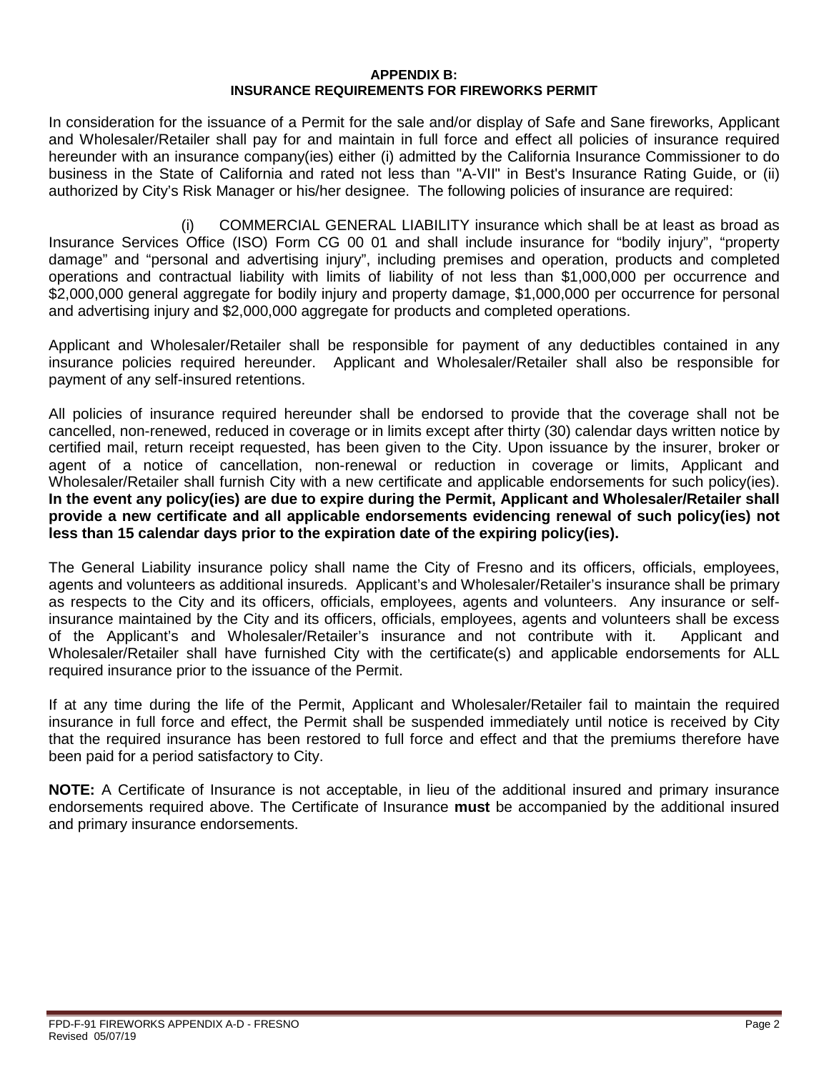**APPENDIX B:**
**INSURANCE REQUIREMENTS FOR FIREWORKS PERMIT**

In consideration for the issuance of a Permit for the sale and/or display of Safe and Sane fireworks, Applicant and Wholesaler/Retailer shall pay for and maintain in full force and effect all policies of insurance required hereunder with an insurance company(ies) either (i) admitted by the California Insurance Commissioner to do business in the State of California and rated not less than "A-VII" in Best's Insurance Rating Guide, or (ii) authorized by City's Risk Manager or his/her designee. The following policies of insurance are required:

(i) COMMERCIAL GENERAL LIABILITY insurance which shall be at least as broad as Insurance Services Office (ISO) Form CG 00 01 and shall include insurance for "bodily injury", "property damage" and "personal and advertising injury", including premises and operation, products and completed operations and contractual liability with limits of liability of not less than $1,000,000 per occurrence and $2,000,000 general aggregate for bodily injury and property damage, $1,000,000 per occurrence for personal and advertising injury and $2,000,000 aggregate for products and completed operations.

Applicant and Wholesaler/Retailer shall be responsible for payment of any deductibles contained in any insurance policies required hereunder. Applicant and Wholesaler/Retailer shall also be responsible for payment of any self-insured retentions.

All policies of insurance required hereunder shall be endorsed to provide that the coverage shall not be cancelled, non-renewed, reduced in coverage or in limits except after thirty (30) calendar days written notice by certified mail, return receipt requested, has been given to the City. Upon issuance by the insurer, broker or agent of a notice of cancellation, non-renewal or reduction in coverage or limits, Applicant and Wholesaler/Retailer shall furnish City with a new certificate and applicable endorsements for such policy(ies). **In the event any policy(ies) are due to expire during the Permit, Applicant and Wholesaler/Retailer shall provide a new certificate and all applicable endorsements evidencing renewal of such policy(ies) not less than 15 calendar days prior to the expiration date of the expiring policy(ies).**

The General Liability insurance policy shall name the City of Fresno and its officers, officials, employees, agents and volunteers as additional insureds. Applicant's and Wholesaler/Retailer's insurance shall be primary as respects to the City and its officers, officials, employees, agents and volunteers. Any insurance or self-insurance maintained by the City and its officers, officials, employees, agents and volunteers shall be excess of the Applicant's and Wholesaler/Retailer's insurance and not contribute with it. Applicant and Wholesaler/Retailer shall have furnished City with the certificate(s) and applicable endorsements for ALL required insurance prior to the issuance of the Permit.

If at any time during the life of the Permit, Applicant and Wholesaler/Retailer fail to maintain the required insurance in full force and effect, the Permit shall be suspended immediately until notice is received by City that the required insurance has been restored to full force and effect and that the premiums therefore have been paid for a period satisfactory to City.

**NOTE:** A Certificate of Insurance is not acceptable, in lieu of the additional insured and primary insurance endorsements required above. The Certificate of Insurance **must** be accompanied by the additional insured and primary insurance endorsements.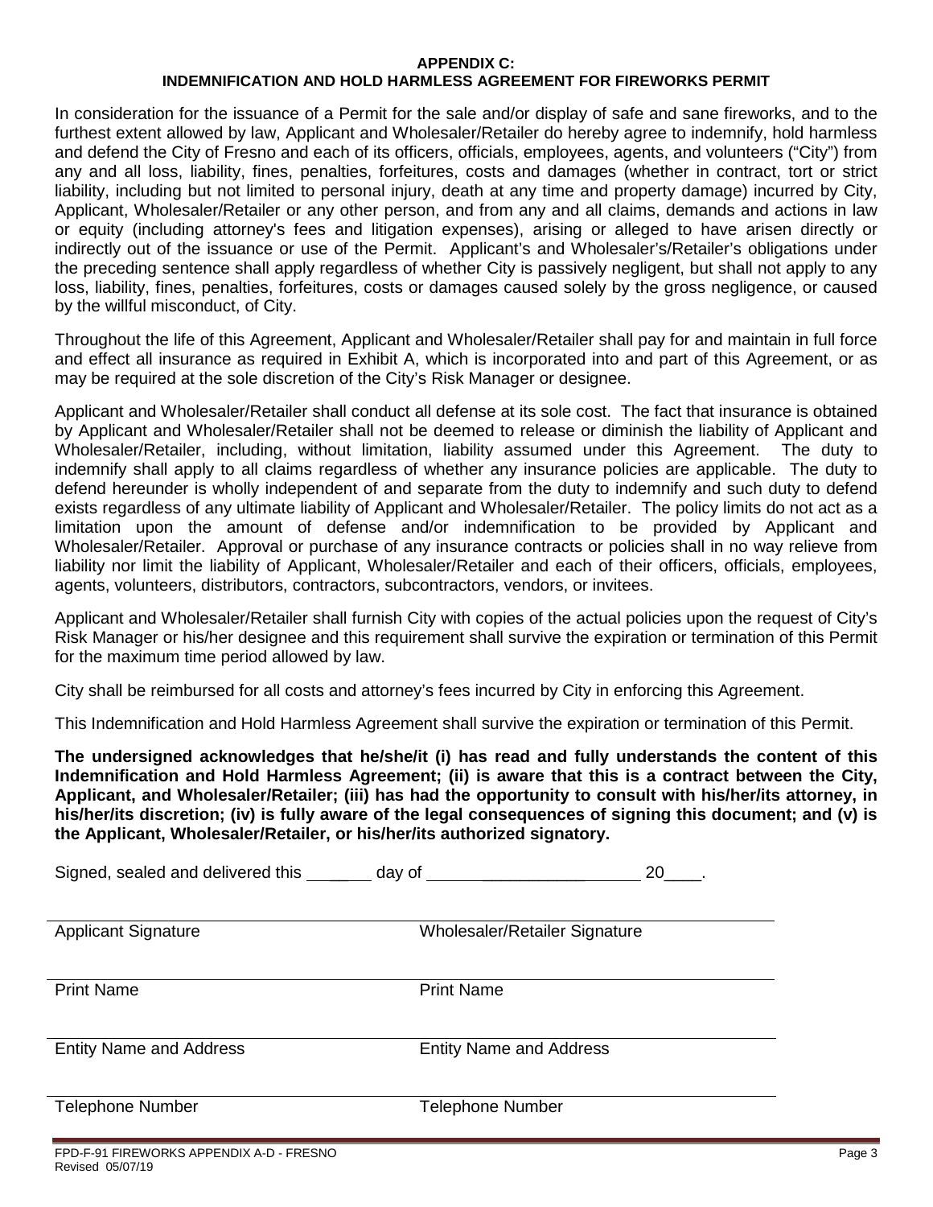**APPENDIX C:**
**INDEMNIFICATION AND HOLD HARMLESS AGREEMENT FOR FIREWORKS PERMIT**

In consideration for the issuance of a Permit for the sale and/or display of safe and sane fireworks, and to the furthest extent allowed by law, Applicant and Wholesaler/Retailer do hereby agree to indemnify, hold harmless and defend the City of Fresno and each of its officers, officials, employees, agents, and volunteers ("City") from any and all loss, liability, fines, penalties, forfeitures, costs and damages (whether in contract, tort or strict liability, including but not limited to personal injury, death at any time and property damage) incurred by City, Applicant, Wholesaler/Retailer or any other person, and from any and all claims, demands and actions in law or equity (including attorney's fees and litigation expenses), arising or alleged to have arisen directly or indirectly out of the issuance or use of the Permit. Applicant's and Wholesaler's/Retailer's obligations under the preceding sentence shall apply regardless of whether City is passively negligent, but shall not apply to any loss, liability, fines, penalties, forfeitures, costs or damages caused solely by the gross negligence, or caused by the willful misconduct, of City.

Throughout the life of this Agreement, Applicant and Wholesaler/Retailer shall pay for and maintain in full force and effect all insurance as required in Exhibit A, which is incorporated into and part of this Agreement, or as may be required at the sole discretion of the City's Risk Manager or designee.

Applicant and Wholesaler/Retailer shall conduct all defense at its sole cost. The fact that insurance is obtained by Applicant and Wholesaler/Retailer shall not be deemed to release or diminish the liability of Applicant and Wholesaler/Retailer, including, without limitation, liability assumed under this Agreement. The duty to indemnify shall apply to all claims regardless of whether any insurance policies are applicable. The duty to defend hereunder is wholly independent of and separate from the duty to indemnify and such duty to defend exists regardless of any ultimate liability of Applicant and Wholesaler/Retailer. The policy limits do not act as a limitation upon the amount of defense and/or indemnification to be provided by Applicant and Wholesaler/Retailer. Approval or purchase of any insurance contracts or policies shall in no way relieve from liability nor limit the liability of Applicant, Wholesaler/Retailer and each of their officers, officials, employees, agents, volunteers, distributors, contractors, subcontractors, vendors, or invitees.

Applicant and Wholesaler/Retailer shall furnish City with copies of the actual policies upon the request of City's Risk Manager or his/her designee and this requirement shall survive the expiration or termination of this Permit for the maximum time period allowed by law.

City shall be reimbursed for all costs and attorney's fees incurred by City in enforcing this Agreement.

This Indemnification and Hold Harmless Agreement shall survive the expiration or termination of this Permit.

**The undersigned acknowledges that he/she/it (i) has read and fully understands the content of this Indemnification and Hold Harmless Agreement; (ii) is aware that this is a contract between the City, Applicant, and Wholesaler/Retailer; (iii) has had the opportunity to consult with his/her/its attorney, in his/her/its discretion; (iv) is fully aware of the legal consequences of signing this document; and (v) is the Applicant, Wholesaler/Retailer, or his/her/its authorized signatory.**

Signed, sealed and delivered this _______ day of ______________________ 20____.

| | |
|---|---|
| Applicant Signature | Wholesaler/Retailer Signature |
| Print Name | Print Name |
| Entity Name and Address | Entity Name and Address |
| Telephone Number | Telephone Number |

FPD-F-91 FIREWORKS APPENDIX A-D - FRESNO
Revised 05/07/19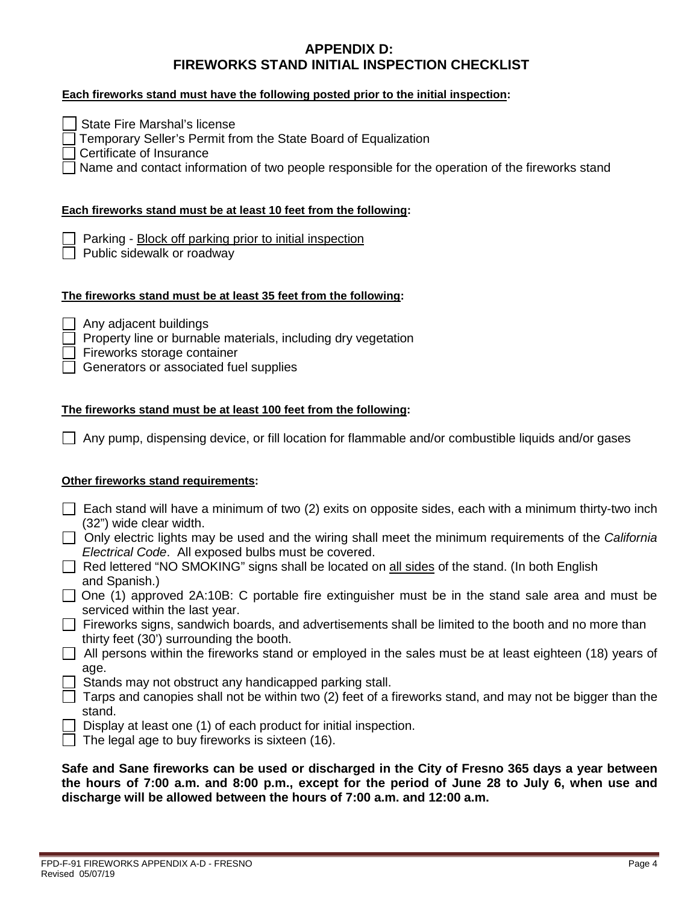## APPENDIX D: FIREWORKS STAND INITIAL INSPECTION CHECKLIST

**Each fireworks stand must have the following posted prior to the initial inspection:**

- [ ] State Fire Marshal's license
- [ ] Temporary Seller's Permit from the State Board of Equalization
- [ ] Certificate of Insurance
- [ ] Name and contact information of two people responsible for the operation of the fireworks stand

**Each fireworks stand must be at least 10 feet from the following:**

- [ ] Parking - Block off parking prior to initial inspection
- [ ] Public sidewalk or roadway

**The fireworks stand must be at least 35 feet from the following:**

- [ ] Any adjacent buildings
- [ ] Property line or burnable materials, including dry vegetation
- [ ] Fireworks storage container
- [ ] Generators or associated fuel supplies

**The fireworks stand must be at least 100 feet from the following:**

- [ ] Any pump, dispensing device, or fill location for flammable and/or combustible liquids and/or gases

**Other fireworks stand requirements:**

- [ ] Each stand will have a minimum of two (2) exits on opposite sides, each with a minimum thirty-two inch (32") wide clear width.
- [ ] Only electric lights may be used and the wiring shall meet the minimum requirements of the *California Electrical Code*. All exposed bulbs must be covered.
- [ ] Red lettered "NO SMOKING" signs shall be located on all sides of the stand. (In both English and Spanish.)
- [ ] One (1) approved 2A:10B: C portable fire extinguisher must be in the stand sale area and must be serviced within the last year.
- [ ] Fireworks signs, sandwich boards, and advertisements shall be limited to the booth and no more than thirty feet (30') surrounding the booth.
- [ ] All persons within the fireworks stand or employed in the sales must be at least eighteen (18) years of age.
- [ ] Stands may not obstruct any handicapped parking stall.
- [ ] Tarps and canopies shall not be within two (2) feet of a fireworks stand, and may not be bigger than the stand.
- [ ] Display at least one (1) of each product for initial inspection.
- [ ] The legal age to buy fireworks is sixteen (16).

**Safe and Sane fireworks can be used or discharged in the City of Fresno 365 days a year between the hours of 7:00 a.m. and 8:00 p.m., except for the period of June 28 to July 6, when use and discharge will be allowed between the hours of 7:00 a.m. and 12:00 a.m.**

FPD-F-91 FIREWORKS APPENDIX A-D - FRESNO
Revised 05/07/19